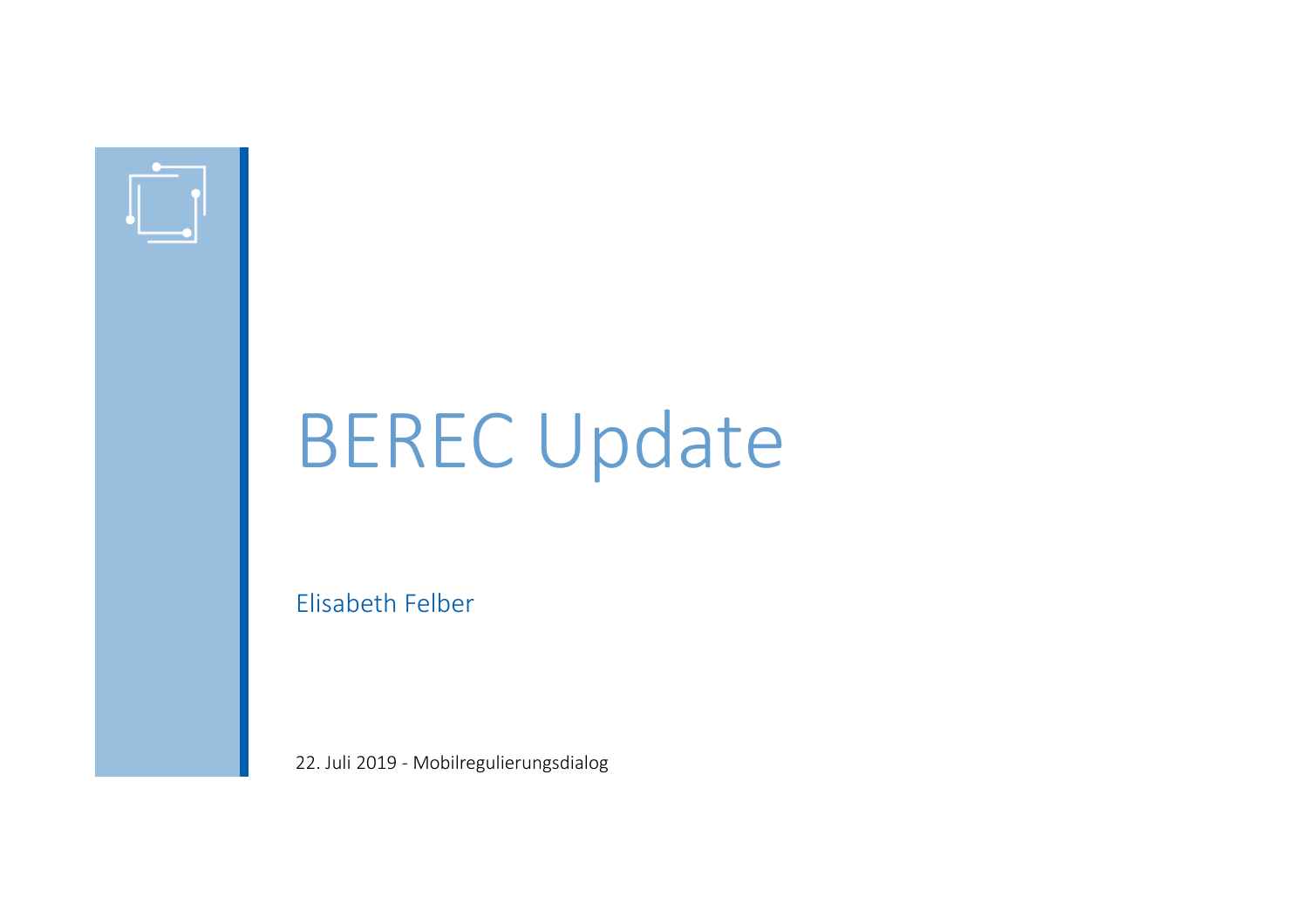# BEREC Update

Elisabeth Felber

22. Juli 2019 - Mobilregulierungsdialog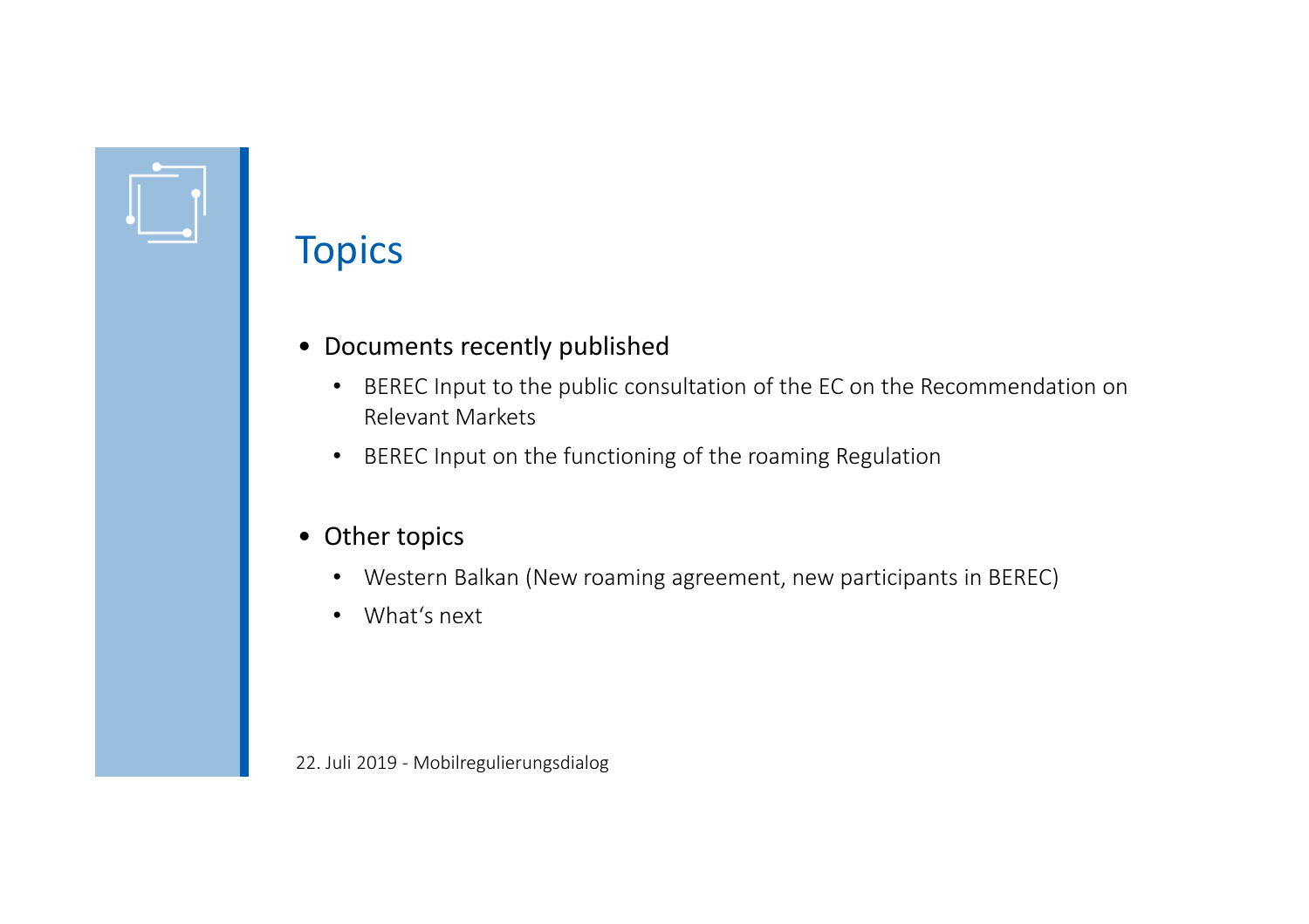# Topics

- Documents recently published
  - BEREC Input to the public consultation of the EC on the Recommendation on Relevant Markets
  - BEREC Input on the functioning of the roaming Regulation
- Other topics
  - Western Balkan (New roaming agreement, new participants in BEREC)
  - What‘s next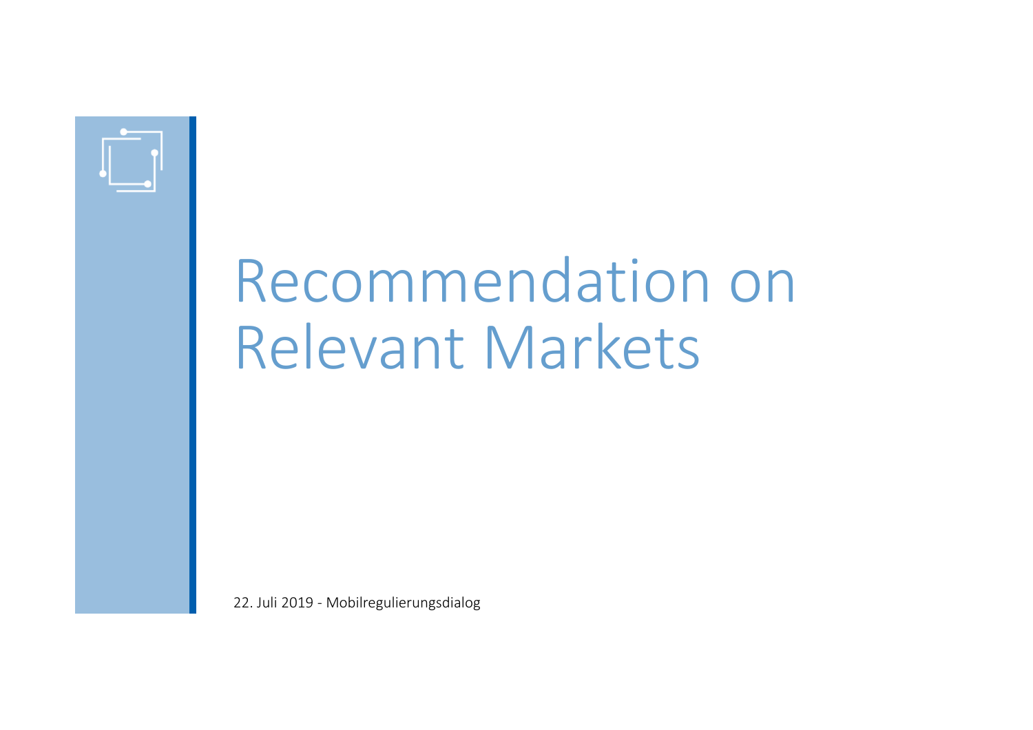# Recommendation on Relevant Markets

22. Juli 2019 - Mobilregulierungsdialog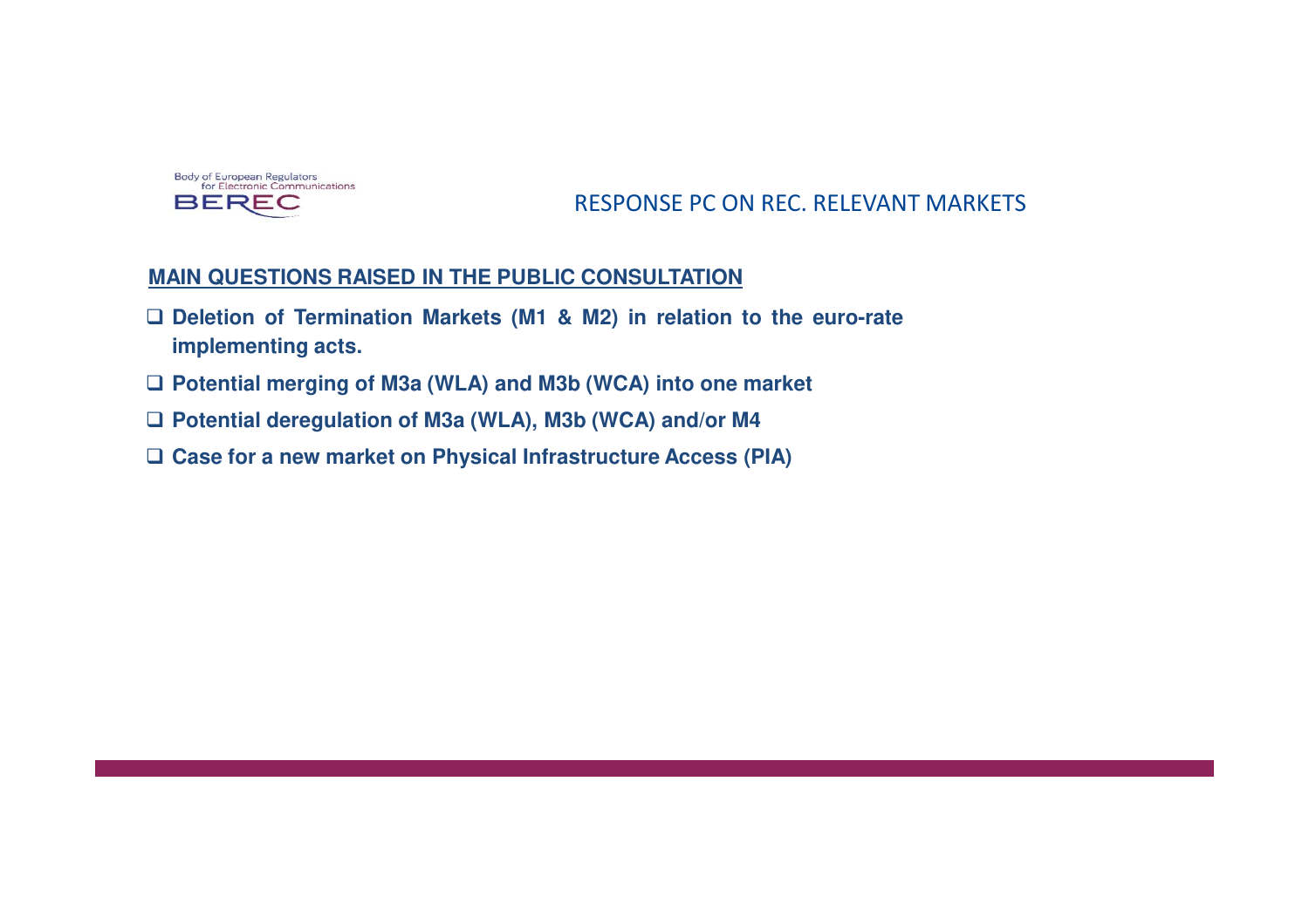RESPONSE PC ON REC. RELEVANT MARKETS

## MAIN QUESTIONS RAISED IN THE PUBLIC CONSULTATION

- **Deletion of Termination Markets (M1 & M2) in relation to the euro-rate implementing acts.**
- **Potential merging of M3a (WLA) and M3b (WCA) into one market**
- **Potential deregulation of M3a (WLA), M3b (WCA) and/or M4**
- **Case for a new market on Physical Infrastructure Access (PIA)**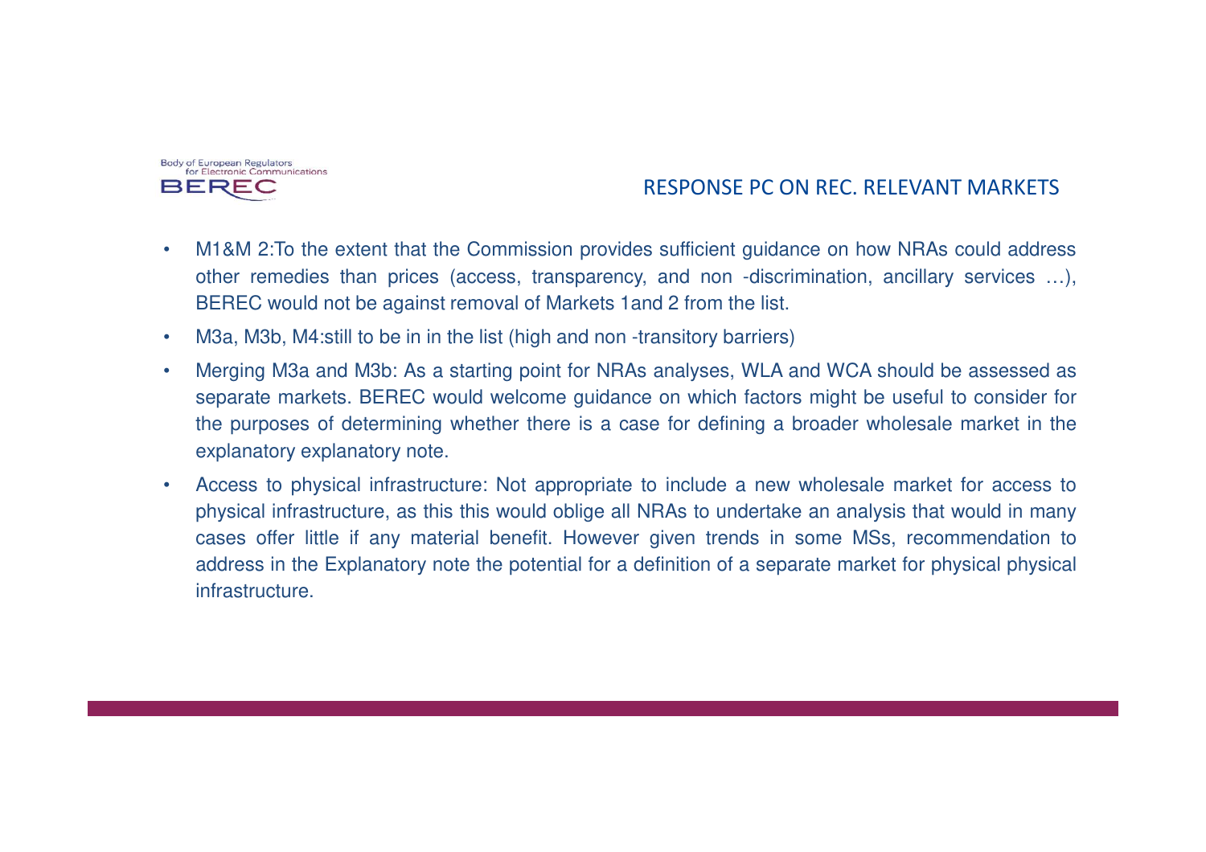## RESPONSE PC ON REC. RELEVANT MARKETS

- M1&M 2:To the extent that the Commission provides sufficient guidance on how NRAs could address other remedies than prices (access, transparency, and non -discrimination, ancillary services …), BEREC would not be against removal of Markets 1and 2 from the list.
- M3a, M3b, M4:still to be in in the list (high and non -transitory barriers)
- Merging M3a and M3b: As a starting point for NRAs analyses, WLA and WCA should be assessed as separate markets. BEREC would welcome guidance on which factors might be useful to consider for the purposes of determining whether there is a case for defining a broader wholesale market in the explanatory explanatory note.
- Access to physical infrastructure: Not appropriate to include a new wholesale market for access to physical infrastructure, as this this would oblige all NRAs to undertake an analysis that would in many cases offer little if any material benefit. However given trends in some MSs, recommendation to address in the Explanatory note the potential for a definition of a separate market for physical physical infrastructure.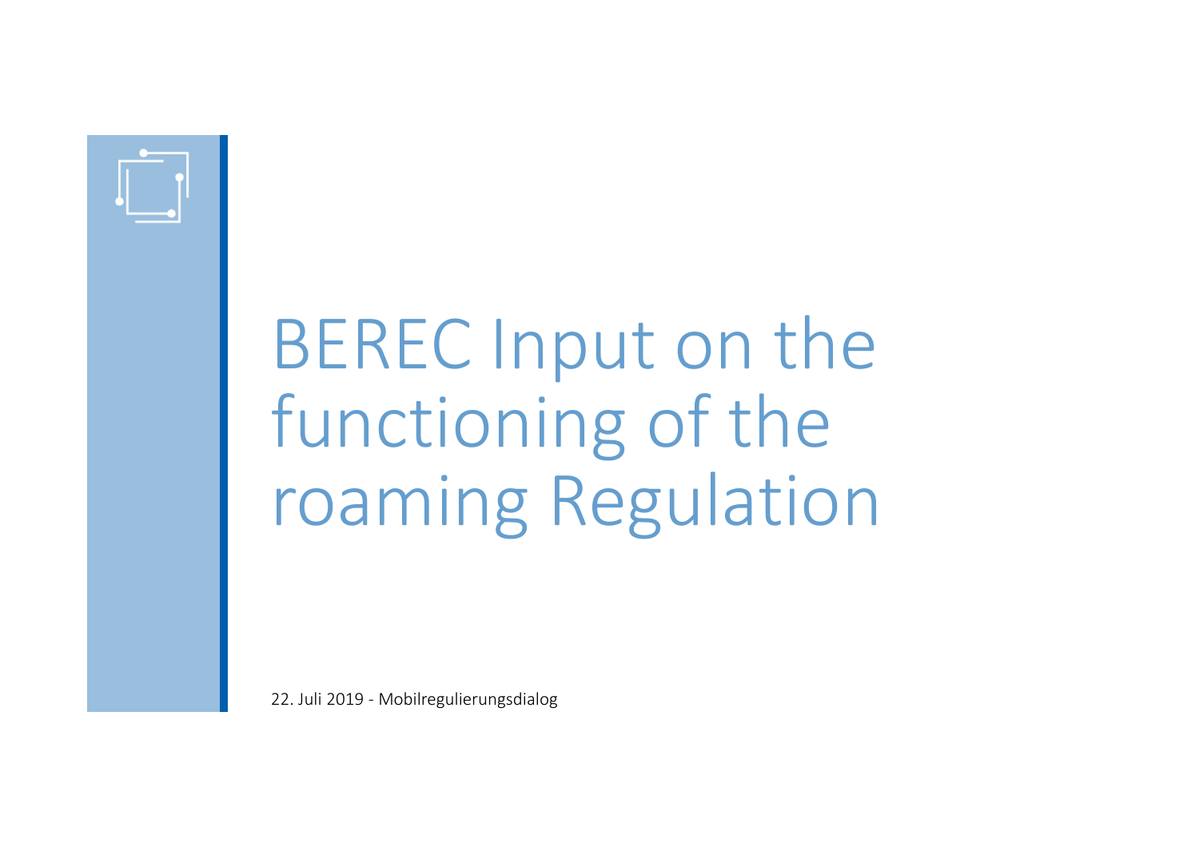# BEREC Input on the functioning of the roaming Regulation

22. Juli 2019 - Mobilregulierungsdialog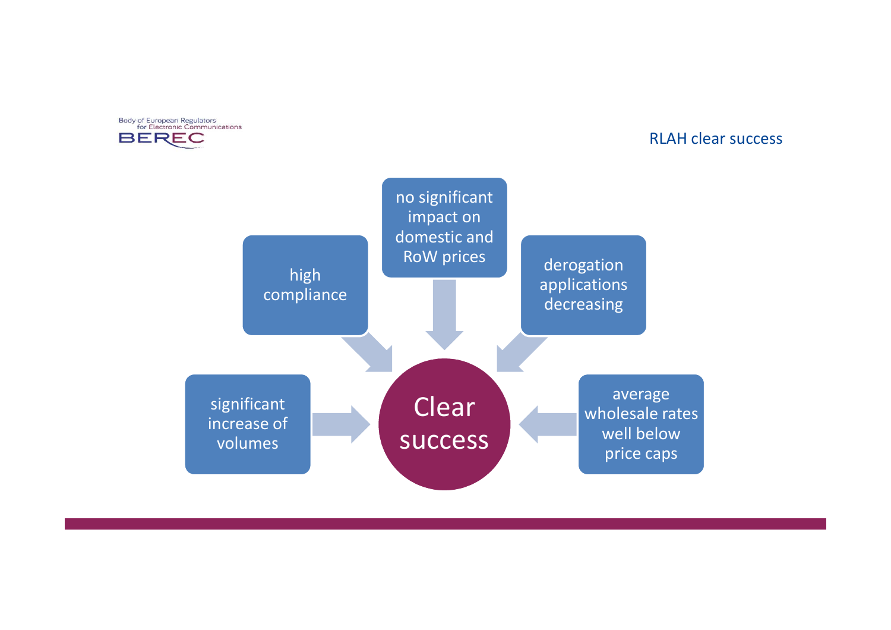## RLAH clear success

# Clear success

- significant increase of volumes
- high compliance
- no significant impact on domestic and RoW prices
- derogation applications decreasing
- average wholesale rates well below price caps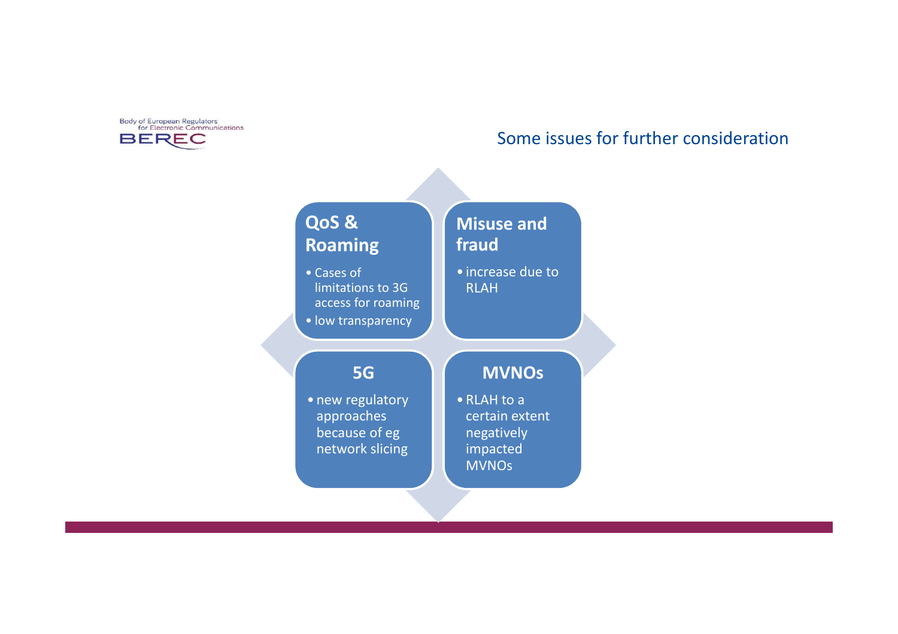## Some issues for further consideration

### QoS & Roaming

- Cases of limitations to 3G access for roaming
- low transparency

### Misuse and fraud

- increase due to RLAH

### 5G

- new regulatory approaches because of eg network slicing

### MVNOs

- RLAH to a certain extent negatively impacted MVNOs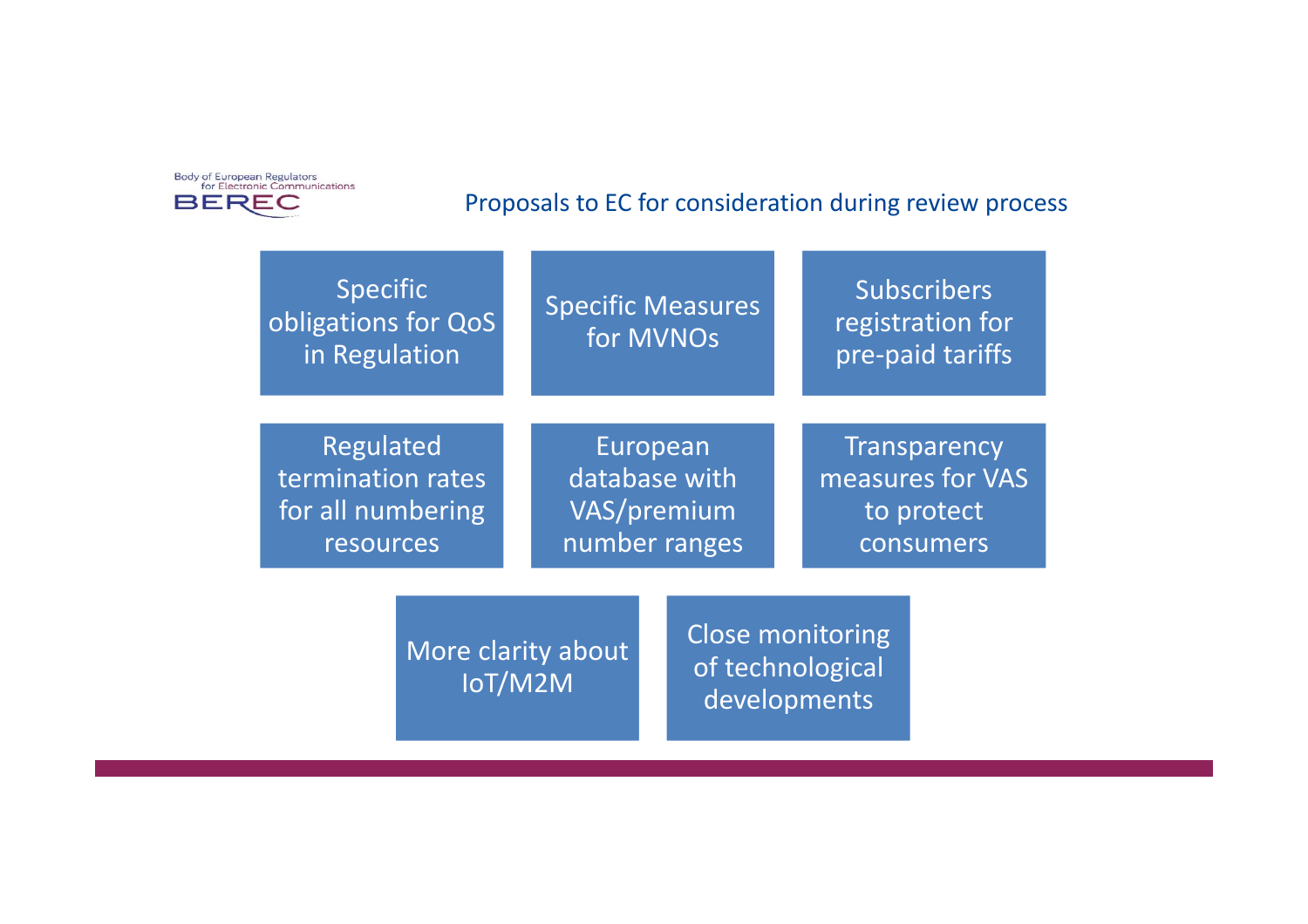## Proposals to EC for consideration during review process

- Specific obligations for QoS in Regulation
- Specific Measures for MVNOs
- Subscribers registration for pre-paid tariffs
- Regulated termination rates for all numbering resources
- European database with VAS/premium number ranges
- Transparency measures for VAS to protect consumers
- More clarity about IoT/M2M
- Close monitoring of technological developments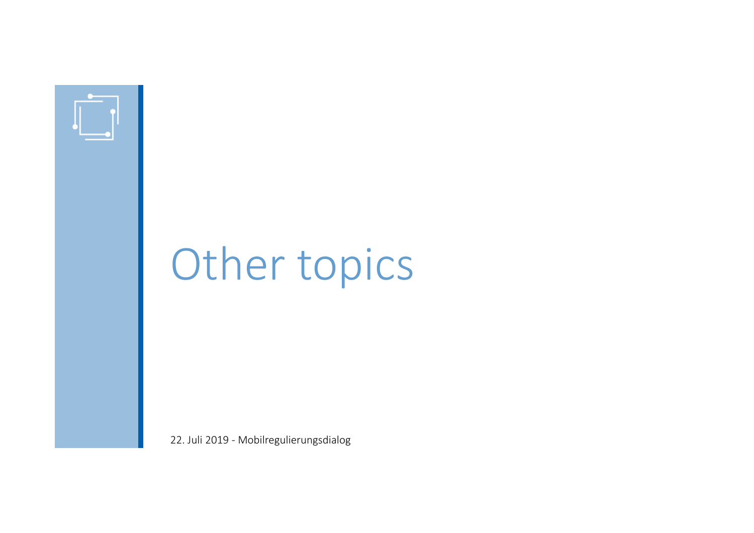# Other topics

22. Juli 2019 - Mobilregulierungsdialog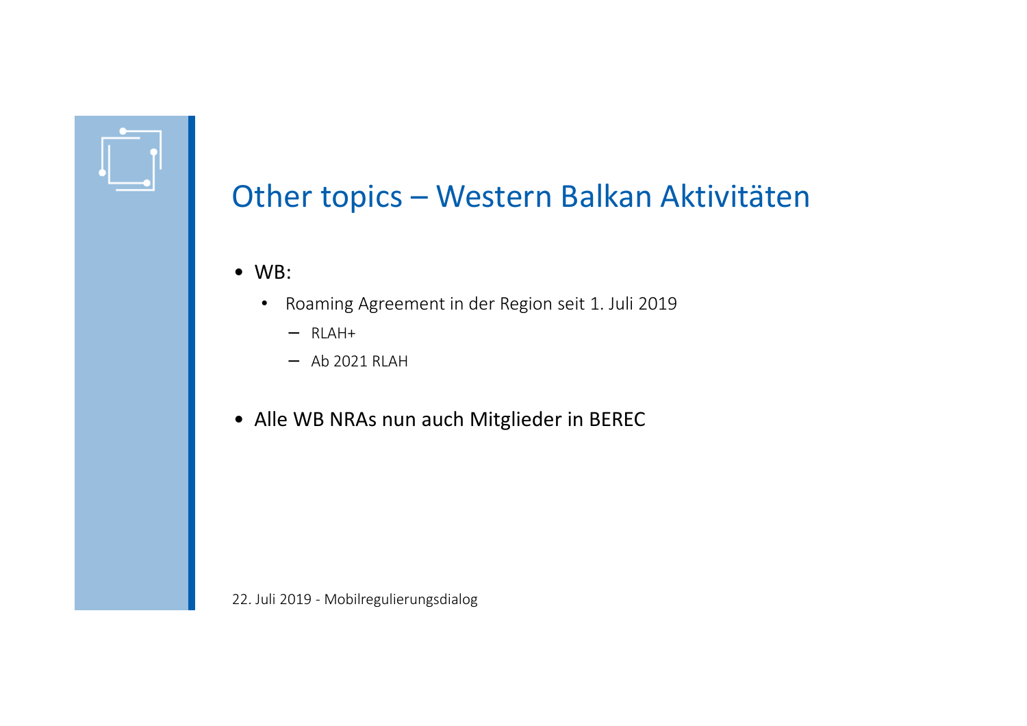# Other topics – Western Balkan Aktivitäten

- WB:
  - Roaming Agreement in der Region seit 1. Juli 2019
    - RLAH+
    - Ab 2021 RLAH
- Alle WB NRAs nun auch Mitglieder in BEREC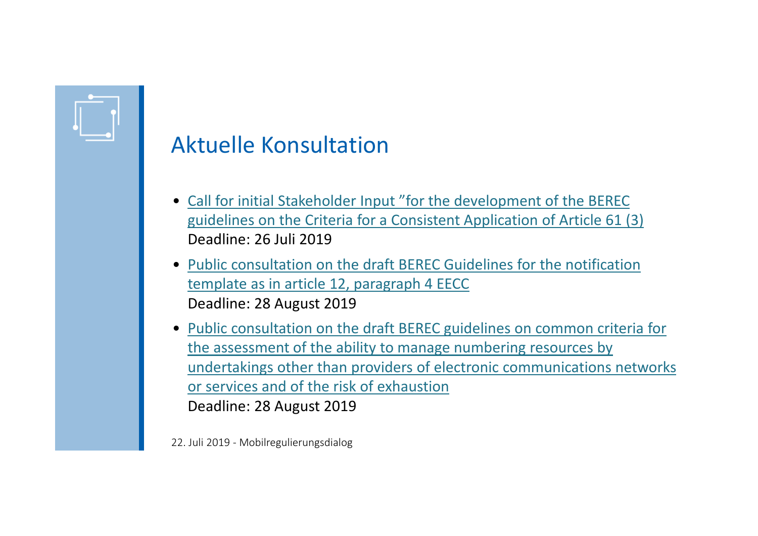# Aktuelle Konsultation

- Call for initial Stakeholder Input ”for the development of the BEREC guidelines on the Criteria for a Consistent Application of Article 61 (3)
  Deadline: 26 Juli 2019
- Public consultation on the draft BEREC Guidelines for the notification template as in article 12, paragraph 4 EECC
  Deadline: 28 August 2019
- Public consultation on the draft BEREC guidelines on common criteria for the assessment of the ability to manage numbering resources by undertakings other than providers of electronic communications networks or services and of the risk of exhaustion
  Deadline: 28 August 2019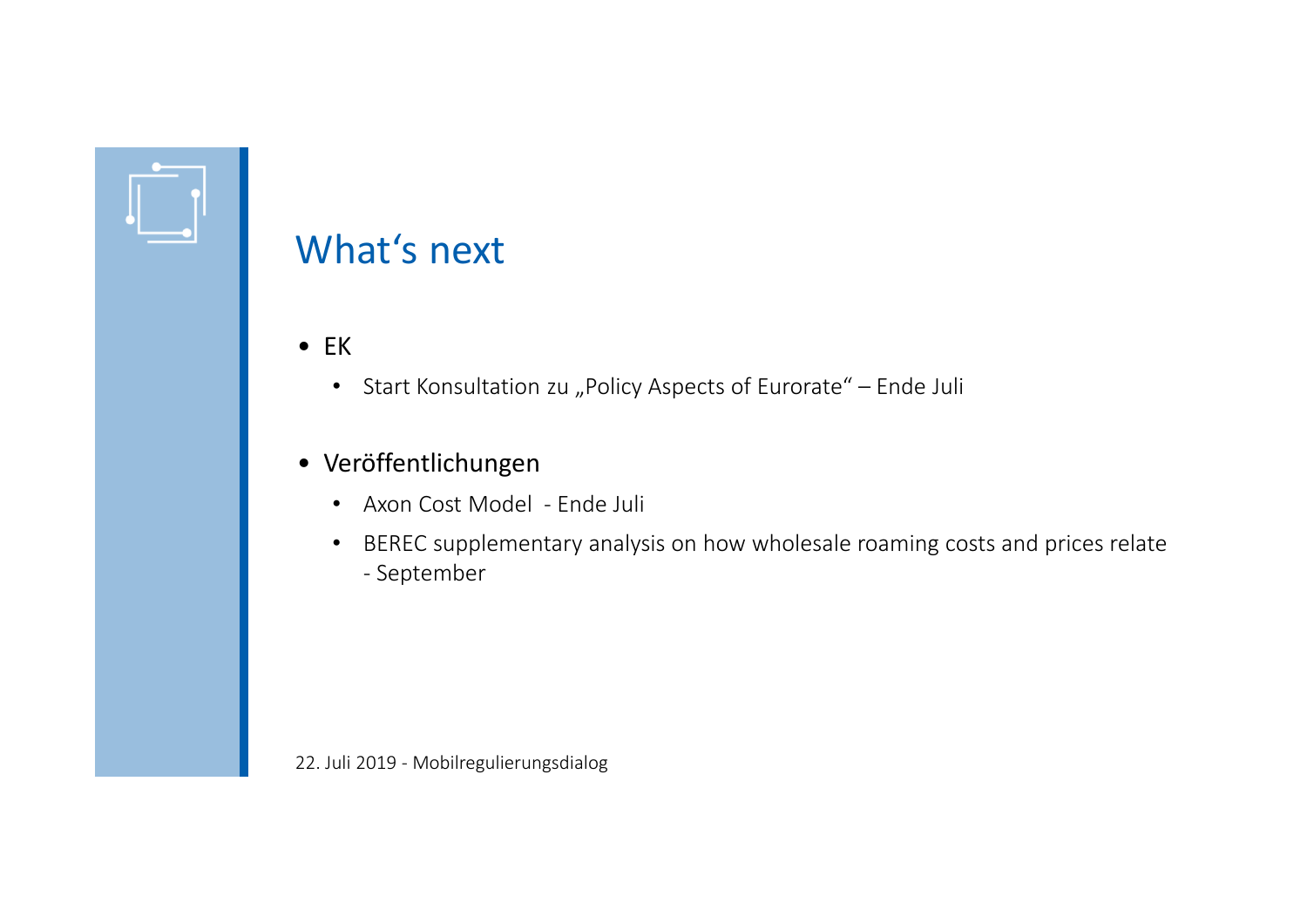# What's next

- EK
  - Start Konsultation zu „Policy Aspects of Eurorate" – Ende Juli

- Veröffentlichungen
  - Axon Cost Model - Ende Juli
  - BEREC supplementary analysis on how wholesale roaming costs and prices relate - September

22. Juli 2019 - Mobilregulierungsdialog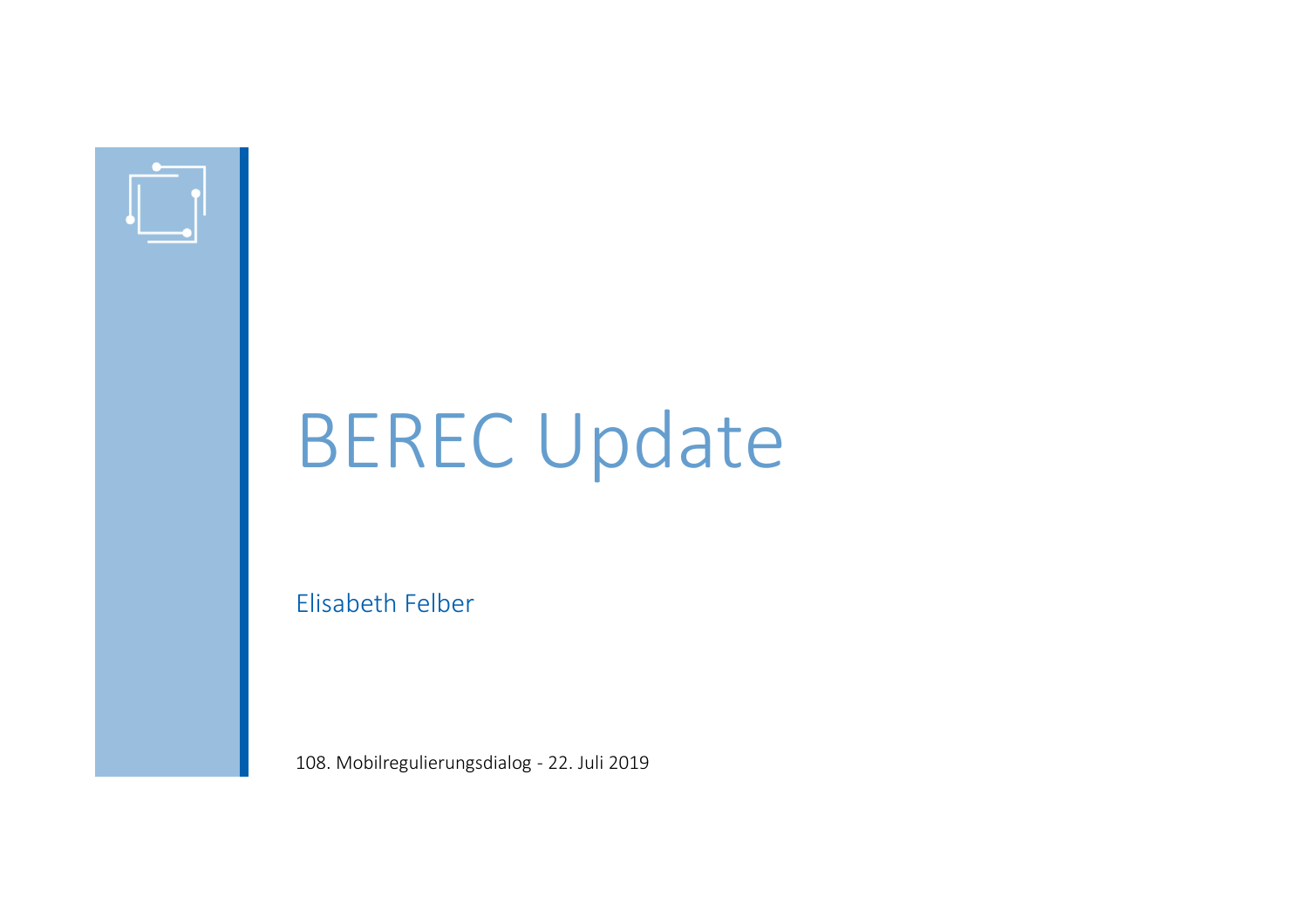# BEREC Update

Elisabeth Felber

108. Mobilregulierungsdialog - 22. Juli 2019